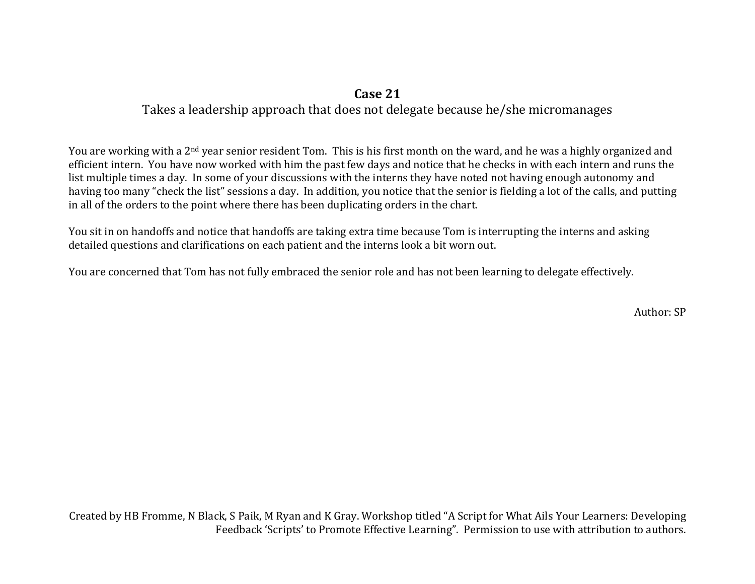# Case 21

## Takes a leadership approach that does not delegate because he/she micromanages

You are working with a 2nd year senior resident Tom. This is his first month on the ward, and he was a highly organized and efficient intern. You have now worked with him the past few days and notice that he checks in with each intern and runs the list multiple times a day. In some of your discussions with the interns they have noted not having enough autonomy and having too many "check the list" sessions a day. In addition, you notice that the senior is fielding a lot of the calls, and putting in all of the orders to the point where there has been duplicating orders in the chart.

You sit in on handoffs and notice that handoffs are taking extra time because Tom is interrupting the interns and asking detailed questions and clarifications on each patient and the interns look a bit worn out.

You are concerned that Tom has not fully embraced the senior role and has not been learning to delegate effectively.

Author: SP

Created by HB Fromme, N Black, S Paik, M Ryan and K Gray. Workshop titled "A Script for What Ails Your Learners: Developing Feedback 'Scripts' to Promote Effective Learning". Permission to use with attribution to authors.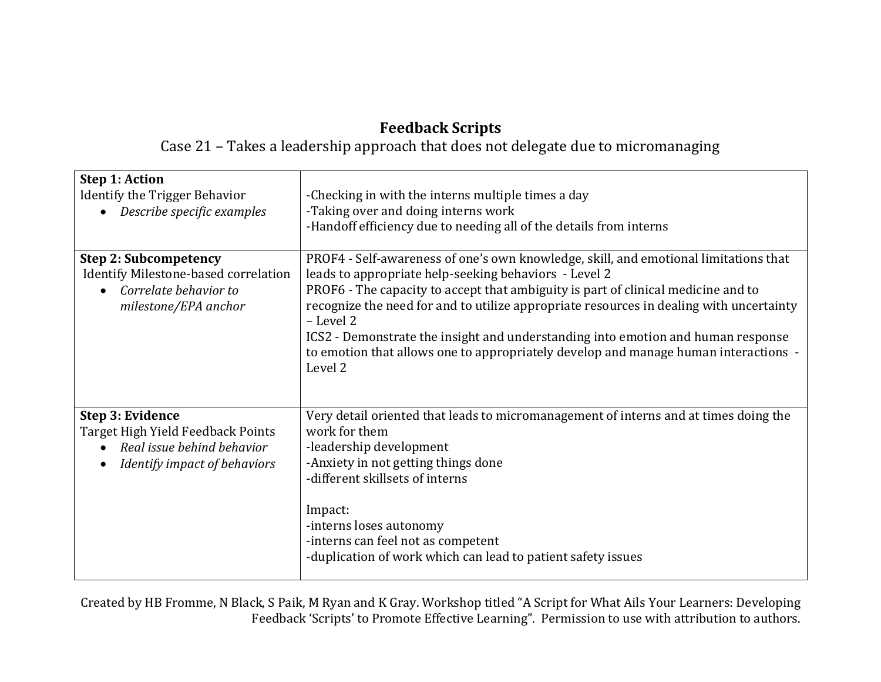# Feedback Scripts

## Case 21 – Takes a leadership approach that does not delegate due to micromanaging

| | |
|---|---|
| **Step 1: Action**<br>Identify the Trigger Behavior<br>• *Describe specific examples* | -Checking in with the interns multiple times a day<br>-Taking over and doing interns work<br>-Handoff efficiency due to needing all of the details from interns |
| **Step 2: Subcompetency**<br>Identify Milestone-based correlation<br>• *Correlate behavior to milestone/EPA anchor* | PROF4 - Self-awareness of one's own knowledge, skill, and emotional limitations that leads to appropriate help-seeking behaviors - Level 2<br>PROF6 - The capacity to accept that ambiguity is part of clinical medicine and to recognize the need for and to utilize appropriate resources in dealing with uncertainty – Level 2<br>ICS2 - Demonstrate the insight and understanding into emotion and human response to emotion that allows one to appropriately develop and manage human interactions - Level 2 |
| **Step 3: Evidence**<br>Target High Yield Feedback Points<br>• *Real issue behind behavior*<br>• *Identify impact of behaviors* | Very detail oriented that leads to micromanagement of interns and at times doing the work for them<br>-leadership development<br>-Anxiety in not getting things done<br>-different skillsets of interns<br><br>Impact:<br>-interns loses autonomy<br>-interns can feel not as competent<br>-duplication of work which can lead to patient safety issues |

Created by HB Fromme, N Black, S Paik, M Ryan and K Gray. Workshop titled "A Script for What Ails Your Learners: Developing Feedback 'Scripts' to Promote Effective Learning". Permission to use with attribution to authors.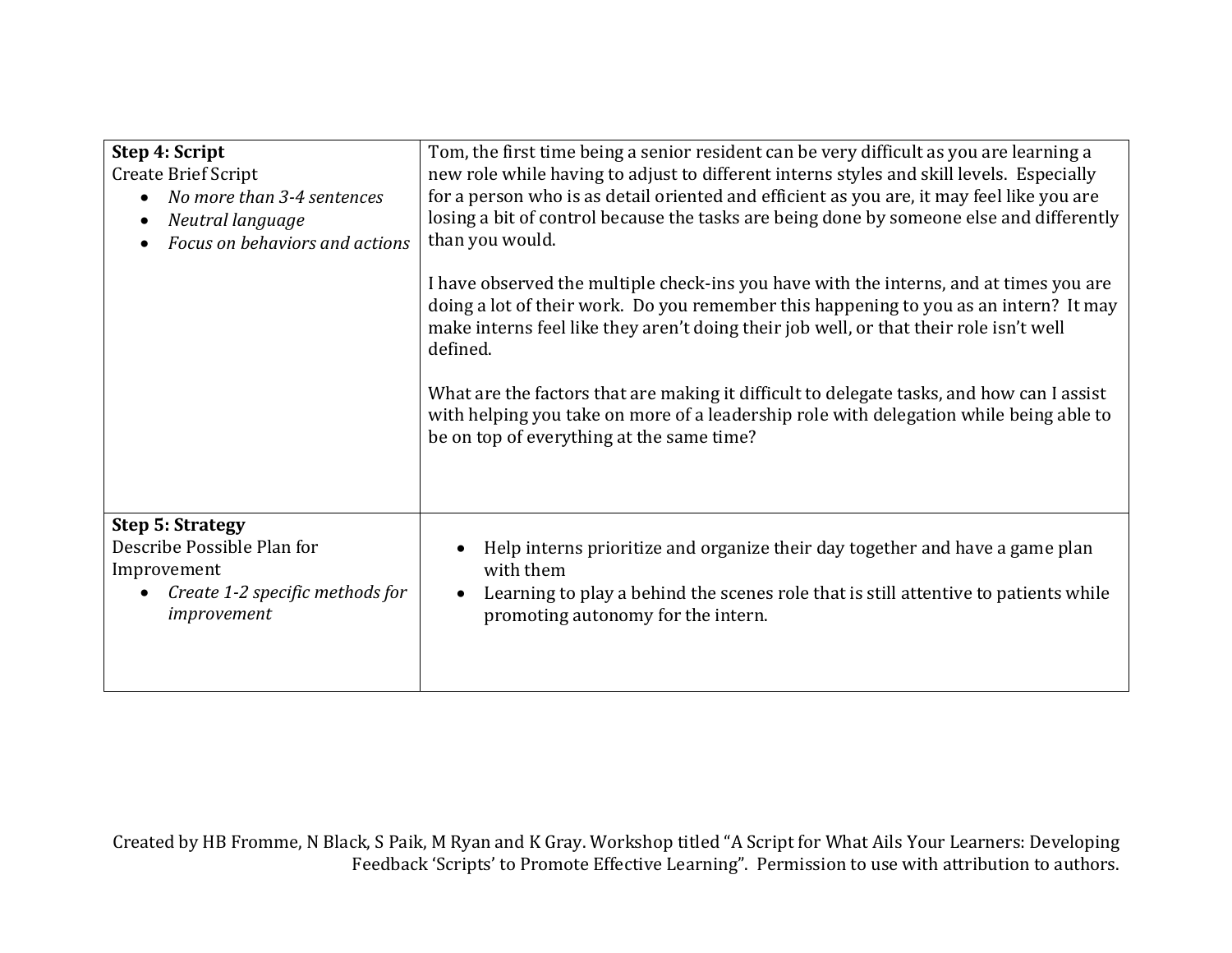| | |
|---|---|
| **Step 4: Script**<br>Create Brief Script<br>• *No more than 3-4 sentences*<br>• *Neutral language*<br>• *Focus on behaviors and actions* | Tom, the first time being a senior resident can be very difficult as you are learning a new role while having to adjust to different interns styles and skill levels. Especially for a person who is as detail oriented and efficient as you are, it may feel like you are losing a bit of control because the tasks are being done by someone else and differently than you would.<br><br>I have observed the multiple check-ins you have with the interns, and at times you are doing a lot of their work. Do you remember this happening to you as an intern? It may make interns feel like they aren't doing their job well, or that their role isn't well defined.<br><br>What are the factors that are making it difficult to delegate tasks, and how can I assist with helping you take on more of a leadership role with delegation while being able to be on top of everything at the same time? |
| **Step 5: Strategy**<br>Describe Possible Plan for Improvement<br>• *Create 1-2 specific methods for improvement* | • Help interns prioritize and organize their day together and have a game plan with them<br>• Learning to play a behind the scenes role that is still attentive to patients while promoting autonomy for the intern. |

Created by HB Fromme, N Black, S Paik, M Ryan and K Gray. Workshop titled "A Script for What Ails Your Learners: Developing Feedback 'Scripts' to Promote Effective Learning". Permission to use with attribution to authors.